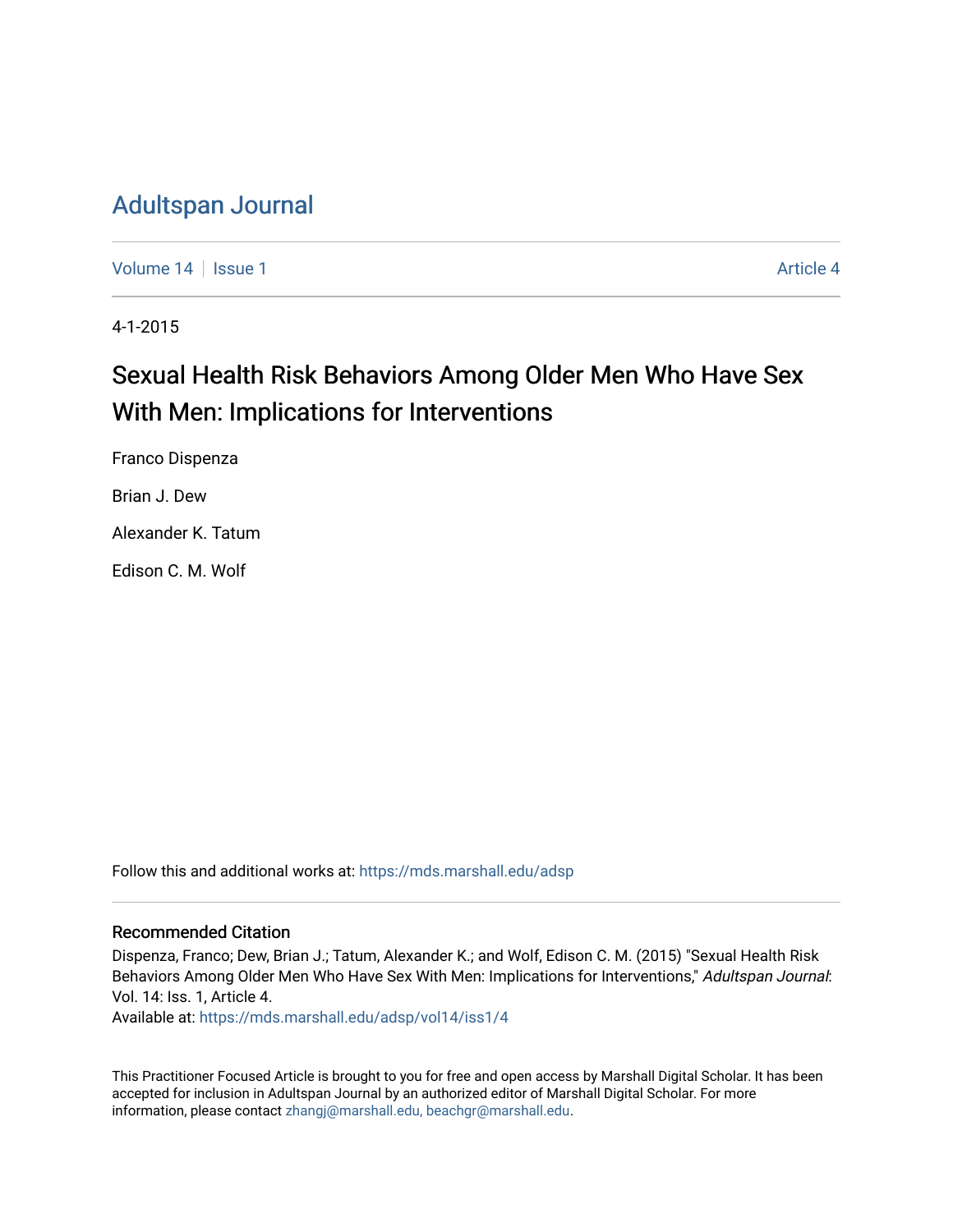# Adultspan Journal

Volume 14 | Issue 1 | Article 4

4-1-2015

## Sexual Health Risk Behaviors Among Older Men Who Have Sex With Men: Implications for Interventions

Franco Dispenza

Brian J. Dew

Alexander K. Tatum

Edison C. M. Wolf

Follow this and additional works at: https://mds.marshall.edu/adsp

### Recommended Citation

Dispenza, Franco; Dew, Brian J.; Tatum, Alexander K.; and Wolf, Edison C. M. (2015) "Sexual Health Risk Behaviors Among Older Men Who Have Sex With Men: Implications for Interventions," *Adultspan Journal*: Vol. 14: Iss. 1, Article 4.
Available at: https://mds.marshall.edu/adsp/vol14/iss1/4

This Practitioner Focused Article is brought to you for free and open access by Marshall Digital Scholar. It has been accepted for inclusion in Adultspan Journal by an authorized editor of Marshall Digital Scholar. For more information, please contact zhangj@marshall.edu, beachgr@marshall.edu.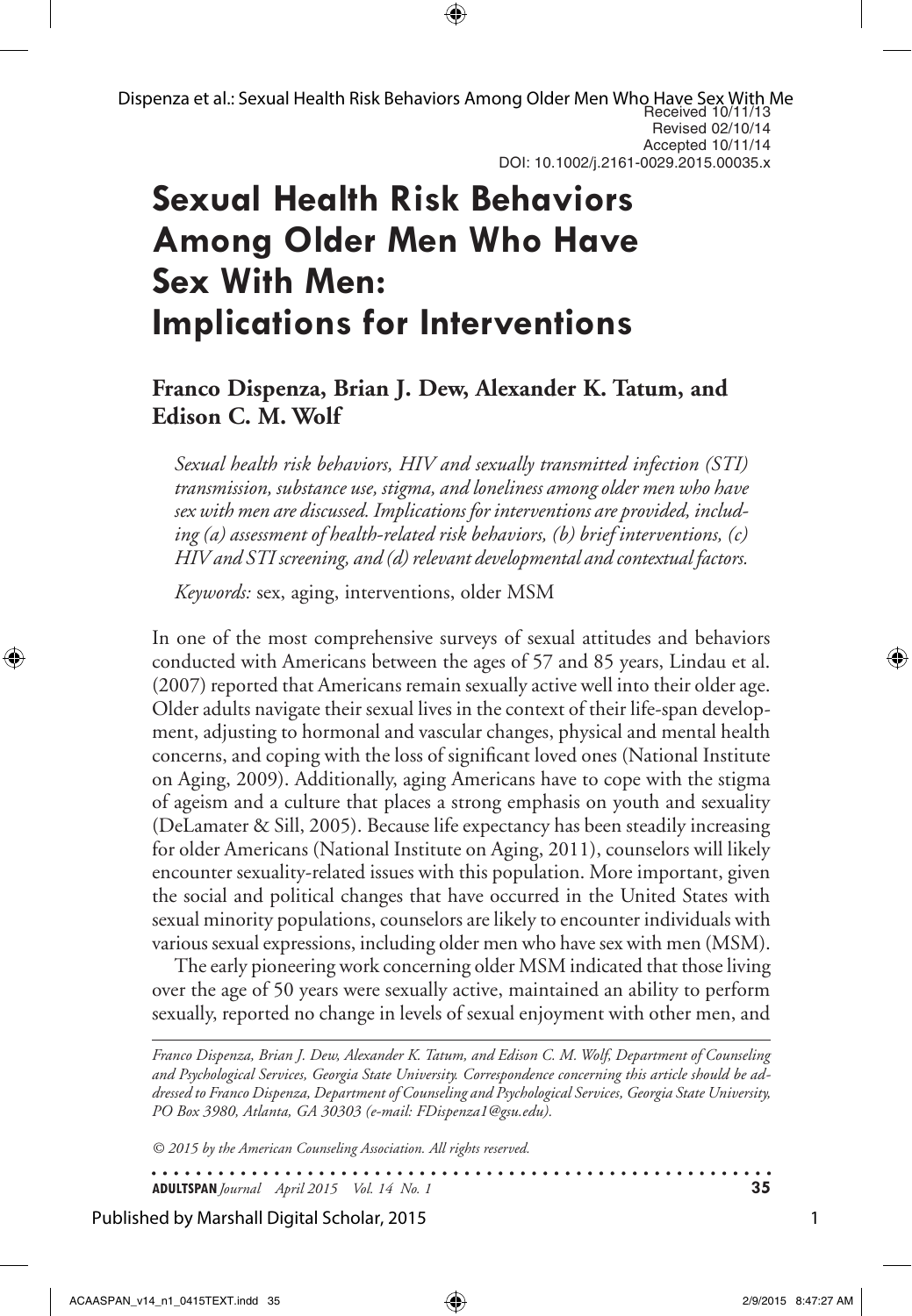Received 10/11/13
Revised 02/10/14
Accepted 10/11/14
DOI: 10.1002/j.2161-0029.2015.00035.x

# Sexual Health Risk Behaviors Among Older Men Who Have Sex With Men: Implications for Interventions

**Franco Dispenza, Brian J. Dew, Alexander K. Tatum, and Edison C. M. Wolf**

*Sexual health risk behaviors, HIV and sexually transmitted infection (STI) transmission, substance use, stigma, and loneliness among older men who have sex with men are discussed. Implications for interventions are provided, including (a) assessment of health-related risk behaviors, (b) brief interventions, (c) HIV and STI screening, and (d) relevant developmental and contextual factors.*

*Keywords:* sex, aging, interventions, older MSM

In one of the most comprehensive surveys of sexual attitudes and behaviors conducted with Americans between the ages of 57 and 85 years, Lindau et al. (2007) reported that Americans remain sexually active well into their older age. Older adults navigate their sexual lives in the context of their life-span development, adjusting to hormonal and vascular changes, physical and mental health concerns, and coping with the loss of significant loved ones (National Institute on Aging, 2009). Additionally, aging Americans have to cope with the stigma of ageism and a culture that places a strong emphasis on youth and sexuality (DeLamater & Sill, 2005). Because life expectancy has been steadily increasing for older Americans (National Institute on Aging, 2011), counselors will likely encounter sexuality-related issues with this population. More important, given the social and political changes that have occurred in the United States with sexual minority populations, counselors are likely to encounter individuals with various sexual expressions, including older men who have sex with men (MSM).

The early pioneering work concerning older MSM indicated that those living over the age of 50 years were sexually active, maintained an ability to perform sexually, reported no change in levels of sexual enjoyment with other men, and

*Franco Dispenza, Brian J. Dew, Alexander K. Tatum, and Edison C. M. Wolf, Department of Counseling and Psychological Services, Georgia State University. Correspondence concerning this article should be addressed to Franco Dispenza, Department of Counseling and Psychological Services, Georgia State University, PO Box 3980, Atlanta, GA 30303 (e-mail: FDispenza1@gsu.edu).*

*© 2015 by the American Counseling Association. All rights reserved.*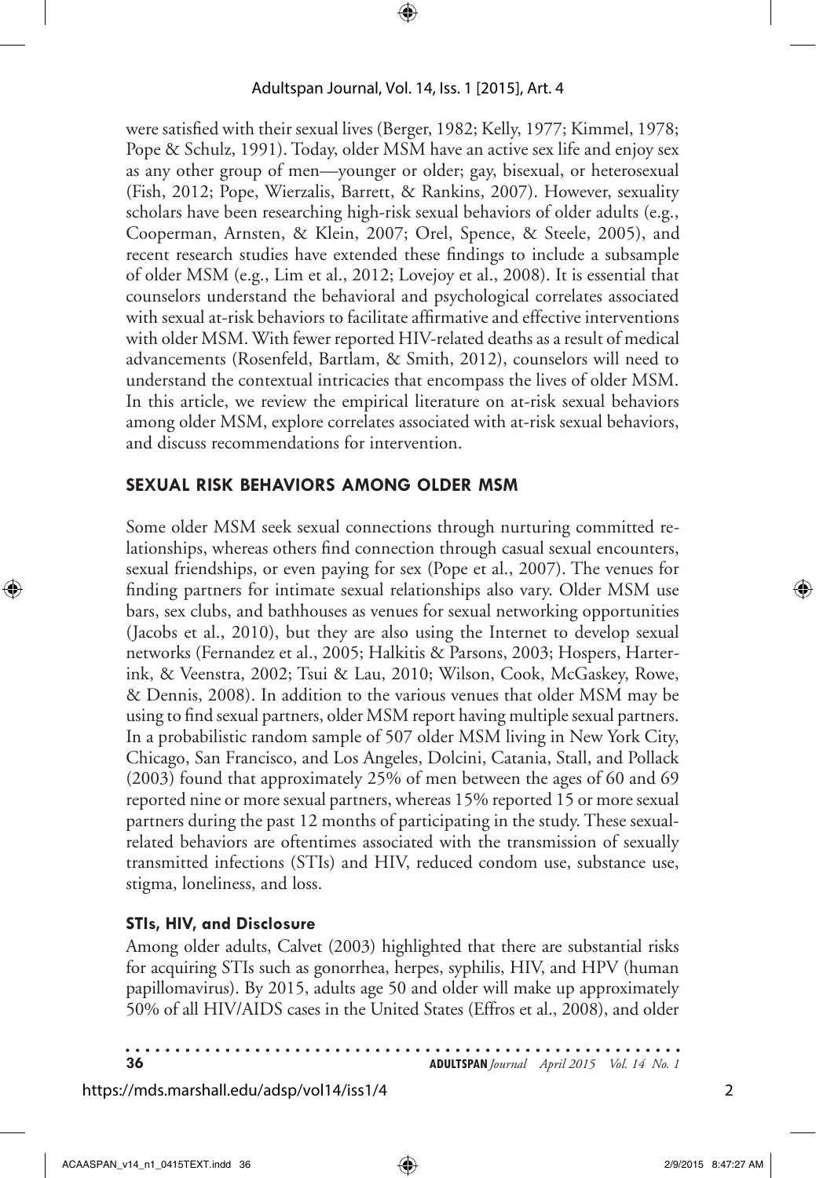were satisfied with their sexual lives (Berger, 1982; Kelly, 1977; Kimmel, 1978; Pope & Schulz, 1991). Today, older MSM have an active sex life and enjoy sex as any other group of men—younger or older; gay, bisexual, or heterosexual (Fish, 2012; Pope, Wierzalis, Barrett, & Rankins, 2007). However, sexuality scholars have been researching high-risk sexual behaviors of older adults (e.g., Cooperman, Arnsten, & Klein, 2007; Orel, Spence, & Steele, 2005), and recent research studies have extended these findings to include a subsample of older MSM (e.g., Lim et al., 2012; Lovejoy et al., 2008). It is essential that counselors understand the behavioral and psychological correlates associated with sexual at-risk behaviors to facilitate affirmative and effective interventions with older MSM. With fewer reported HIV-related deaths as a result of medical advancements (Rosenfeld, Bartlam, & Smith, 2012), counselors will need to understand the contextual intricacies that encompass the lives of older MSM. In this article, we review the empirical literature on at-risk sexual behaviors among older MSM, explore correlates associated with at-risk sexual behaviors, and discuss recommendations for intervention.

## SEXUAL RISK BEHAVIORS AMONG OLDER MSM

Some older MSM seek sexual connections through nurturing committed relationships, whereas others find connection through casual sexual encounters, sexual friendships, or even paying for sex (Pope et al., 2007). The venues for finding partners for intimate sexual relationships also vary. Older MSM use bars, sex clubs, and bathhouses as venues for sexual networking opportunities (Jacobs et al., 2010), but they are also using the Internet to develop sexual networks (Fernandez et al., 2005; Halkitis & Parsons, 2003; Hospers, Harterink, & Veenstra, 2002; Tsui & Lau, 2010; Wilson, Cook, McGaskey, Rowe, & Dennis, 2008). In addition to the various venues that older MSM may be using to find sexual partners, older MSM report having multiple sexual partners. In a probabilistic random sample of 507 older MSM living in New York City, Chicago, San Francisco, and Los Angeles, Dolcini, Catania, Stall, and Pollack (2003) found that approximately 25% of men between the ages of 60 and 69 reported nine or more sexual partners, whereas 15% reported 15 or more sexual partners during the past 12 months of participating in the study. These sexual-related behaviors are oftentimes associated with the transmission of sexually transmitted infections (STIs) and HIV, reduced condom use, substance use, stigma, loneliness, and loss.

### STIs, HIV, and Disclosure

Among older adults, Calvet (2003) highlighted that there are substantial risks for acquiring STIs such as gonorrhea, herpes, syphilis, HIV, and HPV (human papillomavirus). By 2015, adults age 50 and older will make up approximately 50% of all HIV/AIDS cases in the United States (Effros et al., 2008), and older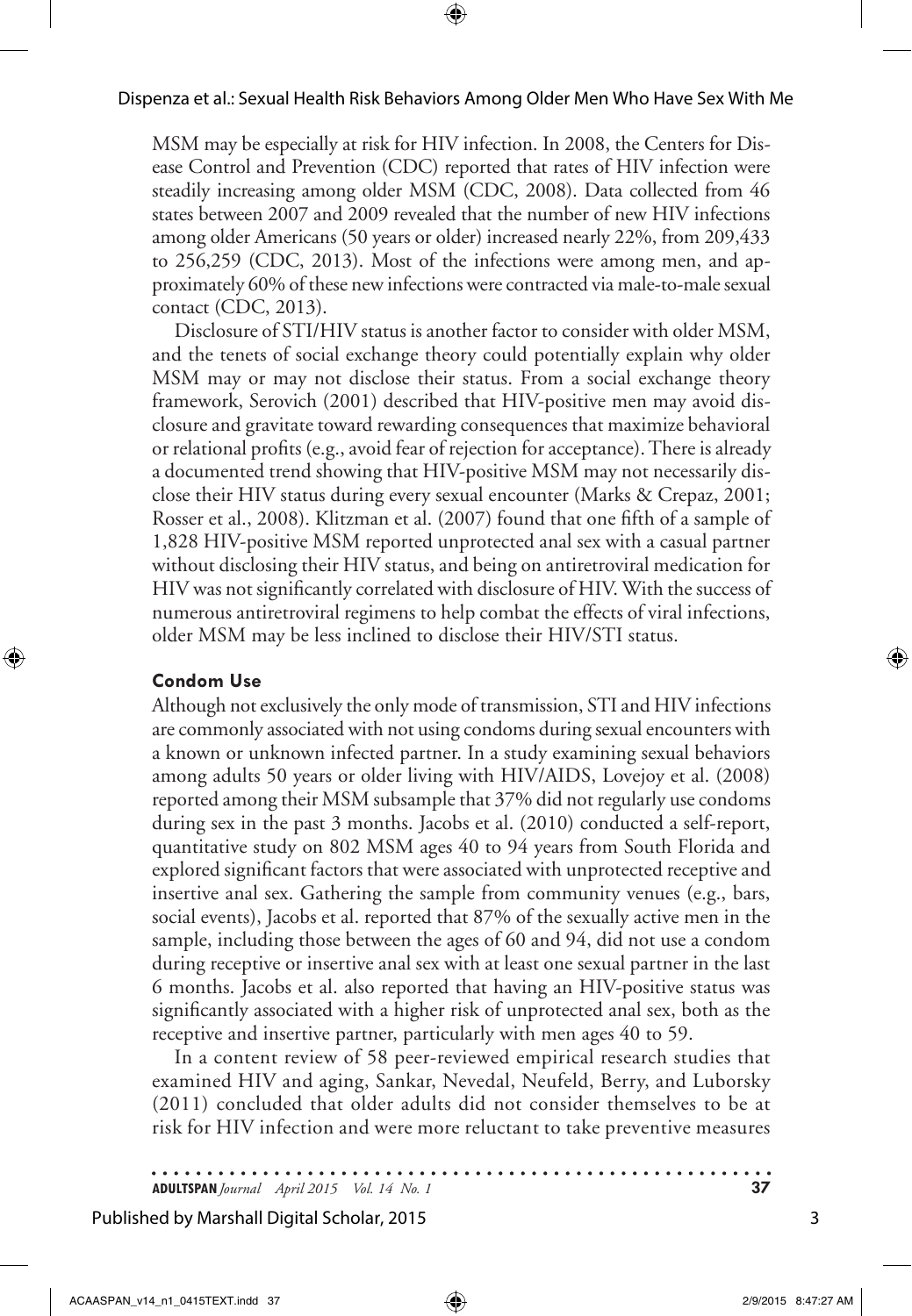MSM may be especially at risk for HIV infection. In 2008, the Centers for Disease Control and Prevention (CDC) reported that rates of HIV infection were steadily increasing among older MSM (CDC, 2008). Data collected from 46 states between 2007 and 2009 revealed that the number of new HIV infections among older Americans (50 years or older) increased nearly 22%, from 209,433 to 256,259 (CDC, 2013). Most of the infections were among men, and approximately 60% of these new infections were contracted via male-to-male sexual contact (CDC, 2013).

Disclosure of STI/HIV status is another factor to consider with older MSM, and the tenets of social exchange theory could potentially explain why older MSM may or may not disclose their status. From a social exchange theory framework, Serovich (2001) described that HIV-positive men may avoid disclosure and gravitate toward rewarding consequences that maximize behavioral or relational profits (e.g., avoid fear of rejection for acceptance). There is already a documented trend showing that HIV-positive MSM may not necessarily disclose their HIV status during every sexual encounter (Marks & Crepaz, 2001; Rosser et al., 2008). Klitzman et al. (2007) found that one fifth of a sample of 1,828 HIV-positive MSM reported unprotected anal sex with a casual partner without disclosing their HIV status, and being on antiretroviral medication for HIV was not significantly correlated with disclosure of HIV. With the success of numerous antiretroviral regimens to help combat the effects of viral infections, older MSM may be less inclined to disclose their HIV/STI status.

### Condom Use

Although not exclusively the only mode of transmission, STI and HIV infections are commonly associated with not using condoms during sexual encounters with a known or unknown infected partner. In a study examining sexual behaviors among adults 50 years or older living with HIV/AIDS, Lovejoy et al. (2008) reported among their MSM subsample that 37% did not regularly use condoms during sex in the past 3 months. Jacobs et al. (2010) conducted a self-report, quantitative study on 802 MSM ages 40 to 94 years from South Florida and explored significant factors that were associated with unprotected receptive and insertive anal sex. Gathering the sample from community venues (e.g., bars, social events), Jacobs et al. reported that 87% of the sexually active men in the sample, including those between the ages of 60 and 94, did not use a condom during receptive or insertive anal sex with at least one sexual partner in the last 6 months. Jacobs et al. also reported that having an HIV-positive status was significantly associated with a higher risk of unprotected anal sex, both as the receptive and insertive partner, particularly with men ages 40 to 59.

In a content review of 58 peer-reviewed empirical research studies that examined HIV and aging, Sankar, Nevedal, Neufeld, Berry, and Luborsky (2011) concluded that older adults did not consider themselves to be at risk for HIV infection and were more reluctant to take preventive measures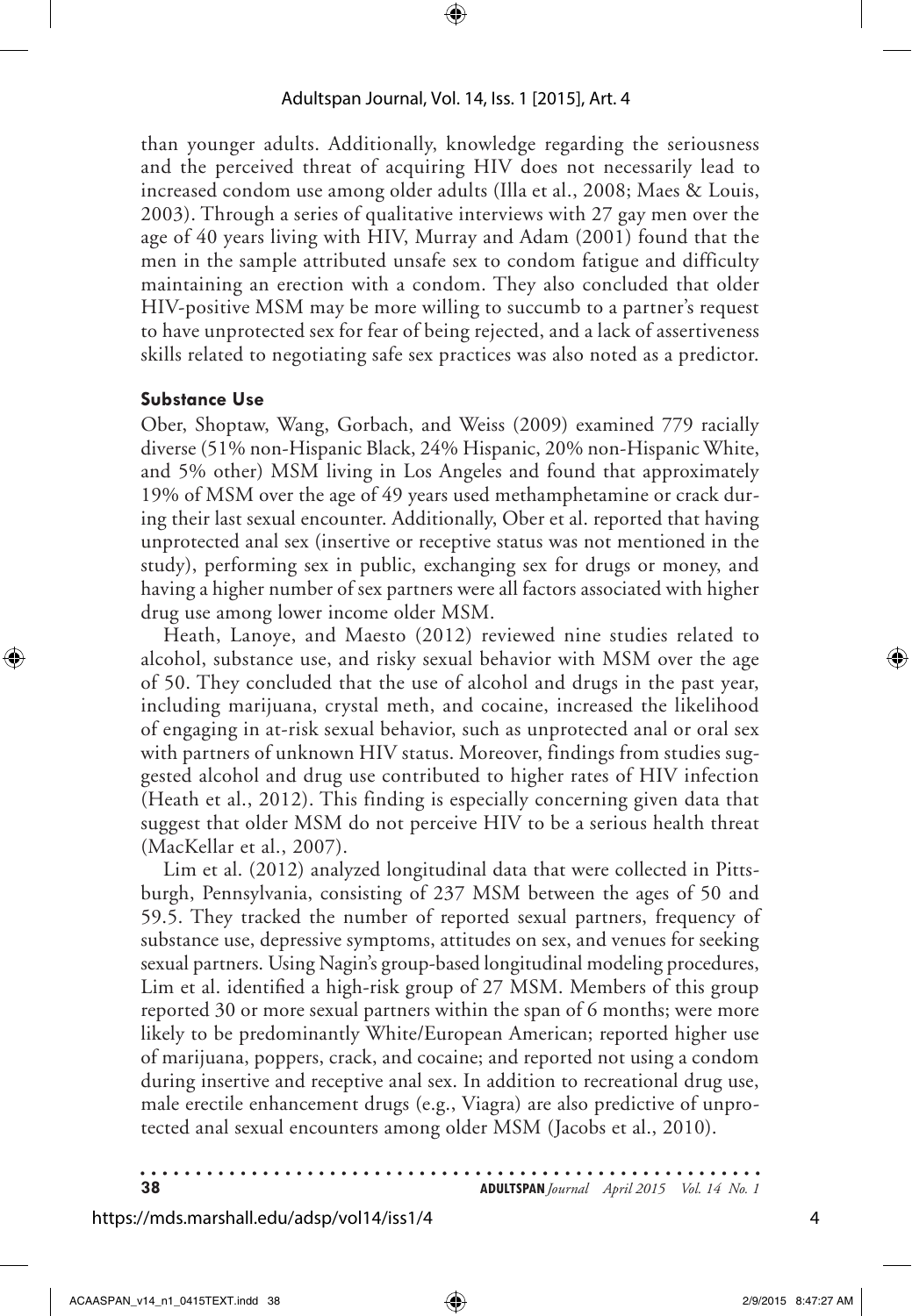than younger adults. Additionally, knowledge regarding the seriousness and the perceived threat of acquiring HIV does not necessarily lead to increased condom use among older adults (Illa et al., 2008; Maes & Louis, 2003). Through a series of qualitative interviews with 27 gay men over the age of 40 years living with HIV, Murray and Adam (2001) found that the men in the sample attributed unsafe sex to condom fatigue and difficulty maintaining an erection with a condom. They also concluded that older HIV-positive MSM may be more willing to succumb to a partner's request to have unprotected sex for fear of being rejected, and a lack of assertiveness skills related to negotiating safe sex practices was also noted as a predictor.

### Substance Use

Ober, Shoptaw, Wang, Gorbach, and Weiss (2009) examined 779 racially diverse (51% non-Hispanic Black, 24% Hispanic, 20% non-Hispanic White, and 5% other) MSM living in Los Angeles and found that approximately 19% of MSM over the age of 49 years used methamphetamine or crack during their last sexual encounter. Additionally, Ober et al. reported that having unprotected anal sex (insertive or receptive status was not mentioned in the study), performing sex in public, exchanging sex for drugs or money, and having a higher number of sex partners were all factors associated with higher drug use among lower income older MSM.

Heath, Lanoye, and Maesto (2012) reviewed nine studies related to alcohol, substance use, and risky sexual behavior with MSM over the age of 50. They concluded that the use of alcohol and drugs in the past year, including marijuana, crystal meth, and cocaine, increased the likelihood of engaging in at-risk sexual behavior, such as unprotected anal or oral sex with partners of unknown HIV status. Moreover, findings from studies suggested alcohol and drug use contributed to higher rates of HIV infection (Heath et al., 2012). This finding is especially concerning given data that suggest that older MSM do not perceive HIV to be a serious health threat (MacKellar et al., 2007).

Lim et al. (2012) analyzed longitudinal data that were collected in Pittsburgh, Pennsylvania, consisting of 237 MSM between the ages of 50 and 59.5. They tracked the number of reported sexual partners, frequency of substance use, depressive symptoms, attitudes on sex, and venues for seeking sexual partners. Using Nagin's group-based longitudinal modeling procedures, Lim et al. identified a high-risk group of 27 MSM. Members of this group reported 30 or more sexual partners within the span of 6 months; were more likely to be predominantly White/European American; reported higher use of marijuana, poppers, crack, and cocaine; and reported not using a condom during insertive and receptive anal sex. In addition to recreational drug use, male erectile enhancement drugs (e.g., Viagra) are also predictive of unprotected anal sexual encounters among older MSM (Jacobs et al., 2010).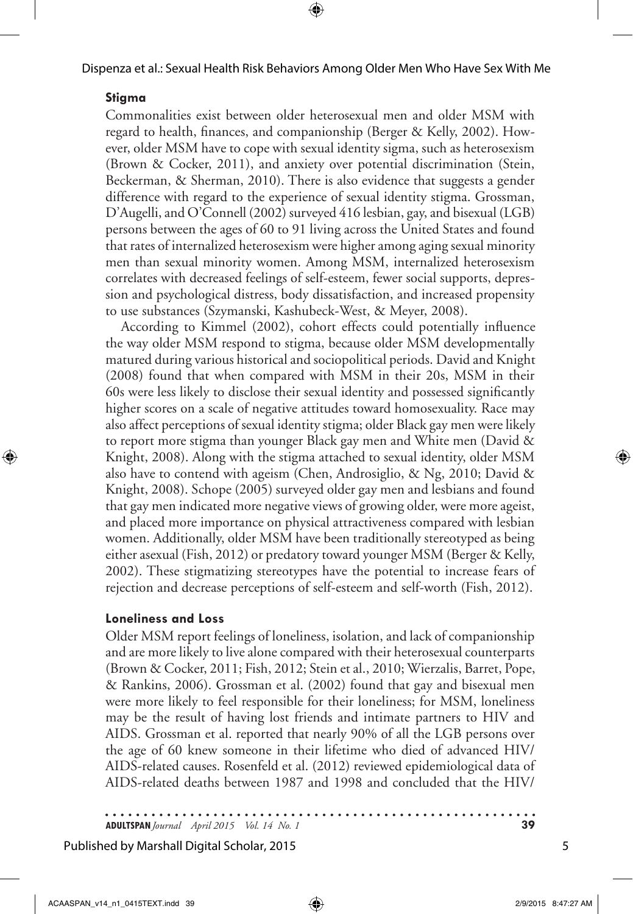### Stigma

Commonalities exist between older heterosexual men and older MSM with regard to health, finances, and companionship (Berger & Kelly, 2002). However, older MSM have to cope with sexual identity sigma, such as heterosexism (Brown & Cocker, 2011), and anxiety over potential discrimination (Stein, Beckerman, & Sherman, 2010). There is also evidence that suggests a gender difference with regard to the experience of sexual identity stigma. Grossman, D'Augelli, and O'Connell (2002) surveyed 416 lesbian, gay, and bisexual (LGB) persons between the ages of 60 to 91 living across the United States and found that rates of internalized heterosexism were higher among aging sexual minority men than sexual minority women. Among MSM, internalized heterosexism correlates with decreased feelings of self-esteem, fewer social supports, depression and psychological distress, body dissatisfaction, and increased propensity to use substances (Szymanski, Kashubeck-West, & Meyer, 2008).

According to Kimmel (2002), cohort effects could potentially influence the way older MSM respond to stigma, because older MSM developmentally matured during various historical and sociopolitical periods. David and Knight (2008) found that when compared with MSM in their 20s, MSM in their 60s were less likely to disclose their sexual identity and possessed significantly higher scores on a scale of negative attitudes toward homosexuality. Race may also affect perceptions of sexual identity stigma; older Black gay men were likely to report more stigma than younger Black gay men and White men (David & Knight, 2008). Along with the stigma attached to sexual identity, older MSM also have to contend with ageism (Chen, Androsiglio, & Ng, 2010; David & Knight, 2008). Schope (2005) surveyed older gay men and lesbians and found that gay men indicated more negative views of growing older, were more ageist, and placed more importance on physical attractiveness compared with lesbian women. Additionally, older MSM have been traditionally stereotyped as being either asexual (Fish, 2012) or predatory toward younger MSM (Berger & Kelly, 2002). These stigmatizing stereotypes have the potential to increase fears of rejection and decrease perceptions of self-esteem and self-worth (Fish, 2012).

### Loneliness and Loss

Older MSM report feelings of loneliness, isolation, and lack of companionship and are more likely to live alone compared with their heterosexual counterparts (Brown & Cocker, 2011; Fish, 2012; Stein et al., 2010; Wierzalis, Barret, Pope, & Rankins, 2006). Grossman et al. (2002) found that gay and bisexual men were more likely to feel responsible for their loneliness; for MSM, loneliness may be the result of having lost friends and intimate partners to HIV and AIDS. Grossman et al. reported that nearly 90% of all the LGB persons over the age of 60 knew someone in their lifetime who died of advanced HIV/AIDS-related causes. Rosenfeld et al. (2012) reviewed epidemiological data of AIDS-related deaths between 1987 and 1998 and concluded that the HIV/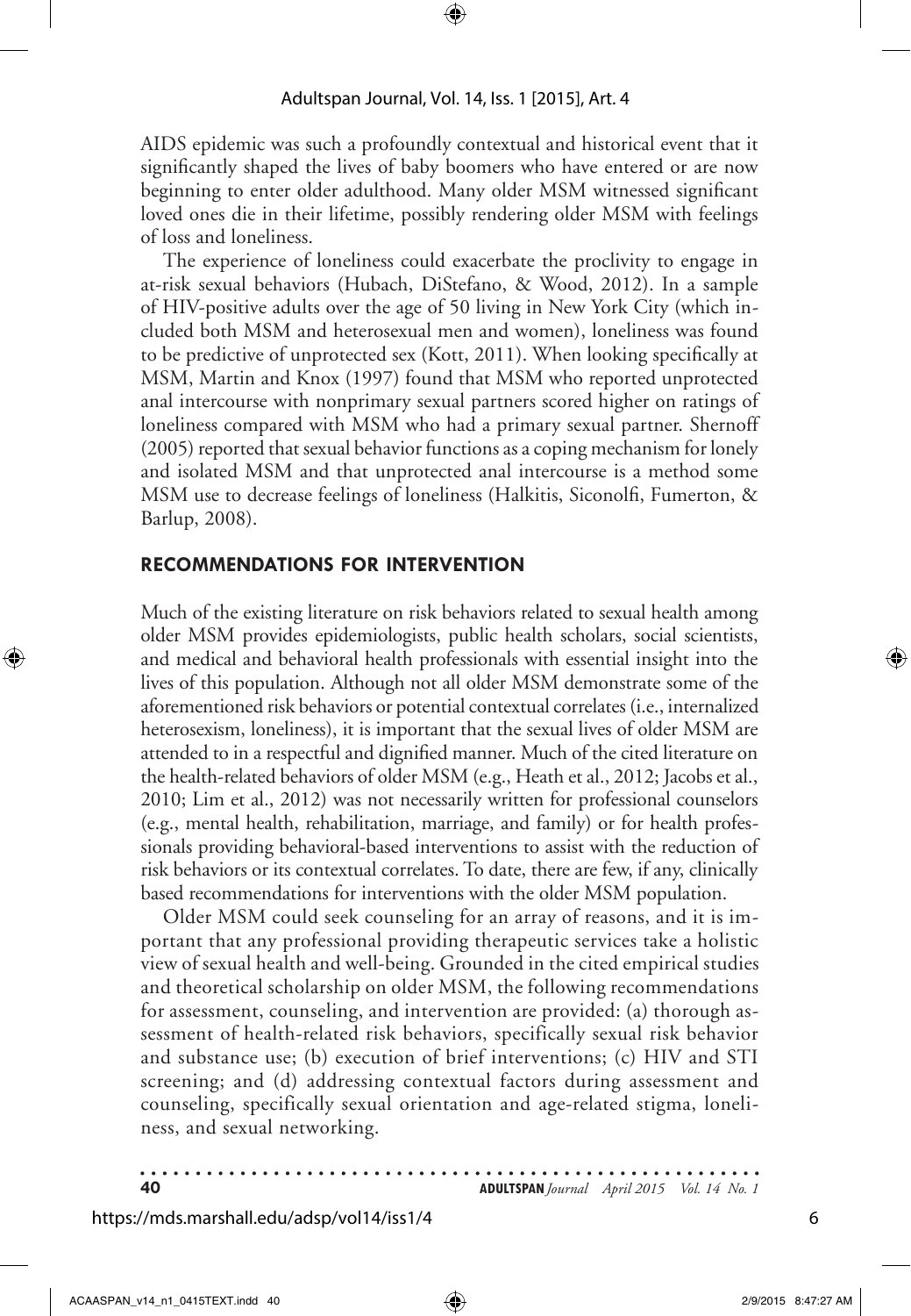AIDS epidemic was such a profoundly contextual and historical event that it significantly shaped the lives of baby boomers who have entered or are now beginning to enter older adulthood. Many older MSM witnessed significant loved ones die in their lifetime, possibly rendering older MSM with feelings of loss and loneliness.

The experience of loneliness could exacerbate the proclivity to engage in at-risk sexual behaviors (Hubach, DiStefano, & Wood, 2012). In a sample of HIV-positive adults over the age of 50 living in New York City (which included both MSM and heterosexual men and women), loneliness was found to be predictive of unprotected sex (Kott, 2011). When looking specifically at MSM, Martin and Knox (1997) found that MSM who reported unprotected anal intercourse with nonprimary sexual partners scored higher on ratings of loneliness compared with MSM who had a primary sexual partner. Shernoff (2005) reported that sexual behavior functions as a coping mechanism for lonely and isolated MSM and that unprotected anal intercourse is a method some MSM use to decrease feelings of loneliness (Halkitis, Siconolfi, Fumerton, & Barlup, 2008).

## RECOMMENDATIONS FOR INTERVENTION

Much of the existing literature on risk behaviors related to sexual health among older MSM provides epidemiologists, public health scholars, social scientists, and medical and behavioral health professionals with essential insight into the lives of this population. Although not all older MSM demonstrate some of the aforementioned risk behaviors or potential contextual correlates (i.e., internalized heterosexism, loneliness), it is important that the sexual lives of older MSM are attended to in a respectful and dignified manner. Much of the cited literature on the health-related behaviors of older MSM (e.g., Heath et al., 2012; Jacobs et al., 2010; Lim et al., 2012) was not necessarily written for professional counselors (e.g., mental health, rehabilitation, marriage, and family) or for health professionals providing behavioral-based interventions to assist with the reduction of risk behaviors or its contextual correlates. To date, there are few, if any, clinically based recommendations for interventions with the older MSM population.

Older MSM could seek counseling for an array of reasons, and it is important that any professional providing therapeutic services take a holistic view of sexual health and well-being. Grounded in the cited empirical studies and theoretical scholarship on older MSM, the following recommendations for assessment, counseling, and intervention are provided: (a) thorough assessment of health-related risk behaviors, specifically sexual risk behavior and substance use; (b) execution of brief interventions; (c) HIV and STI screening; and (d) addressing contextual factors during assessment and counseling, specifically sexual orientation and age-related stigma, loneliness, and sexual networking.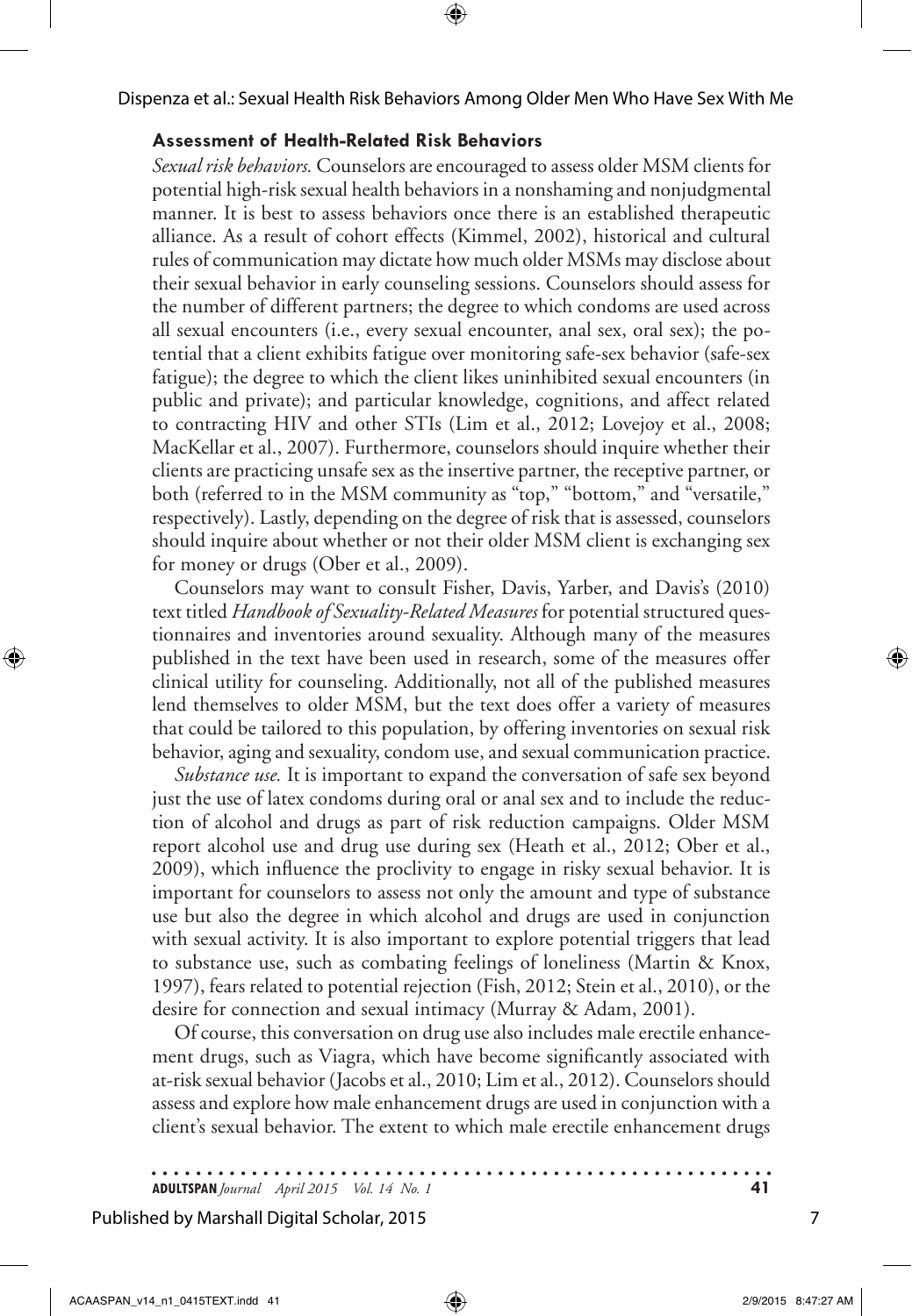### Assessment of Health-Related Risk Behaviors

*Sexual risk behaviors.* Counselors are encouraged to assess older MSM clients for potential high-risk sexual health behaviors in a nonshaming and nonjudgmental manner. It is best to assess behaviors once there is an established therapeutic alliance. As a result of cohort effects (Kimmel, 2002), historical and cultural rules of communication may dictate how much older MSMs may disclose about their sexual behavior in early counseling sessions. Counselors should assess for the number of different partners; the degree to which condoms are used across all sexual encounters (i.e., every sexual encounter, anal sex, oral sex); the potential that a client exhibits fatigue over monitoring safe-sex behavior (safe-sex fatigue); the degree to which the client likes uninhibited sexual encounters (in public and private); and particular knowledge, cognitions, and affect related to contracting HIV and other STIs (Lim et al., 2012; Lovejoy et al., 2008; MacKellar et al., 2007). Furthermore, counselors should inquire whether their clients are practicing unsafe sex as the insertive partner, the receptive partner, or both (referred to in the MSM community as "top," "bottom," and "versatile," respectively). Lastly, depending on the degree of risk that is assessed, counselors should inquire about whether or not their older MSM client is exchanging sex for money or drugs (Ober et al., 2009).

Counselors may want to consult Fisher, Davis, Yarber, and Davis's (2010) text titled *Handbook of Sexuality-Related Measures* for potential structured questionnaires and inventories around sexuality. Although many of the measures published in the text have been used in research, some of the measures offer clinical utility for counseling. Additionally, not all of the published measures lend themselves to older MSM, but the text does offer a variety of measures that could be tailored to this population, by offering inventories on sexual risk behavior, aging and sexuality, condom use, and sexual communication practice.

*Substance use.* It is important to expand the conversation of safe sex beyond just the use of latex condoms during oral or anal sex and to include the reduction of alcohol and drugs as part of risk reduction campaigns. Older MSM report alcohol use and drug use during sex (Heath et al., 2012; Ober et al., 2009), which influence the proclivity to engage in risky sexual behavior. It is important for counselors to assess not only the amount and type of substance use but also the degree in which alcohol and drugs are used in conjunction with sexual activity. It is also important to explore potential triggers that lead to substance use, such as combating feelings of loneliness (Martin & Knox, 1997), fears related to potential rejection (Fish, 2012; Stein et al., 2010), or the desire for connection and sexual intimacy (Murray & Adam, 2001).

Of course, this conversation on drug use also includes male erectile enhancement drugs, such as Viagra, which have become significantly associated with at-risk sexual behavior (Jacobs et al., 2010; Lim et al., 2012). Counselors should assess and explore how male enhancement drugs are used in conjunction with a client's sexual behavior. The extent to which male erectile enhancement drugs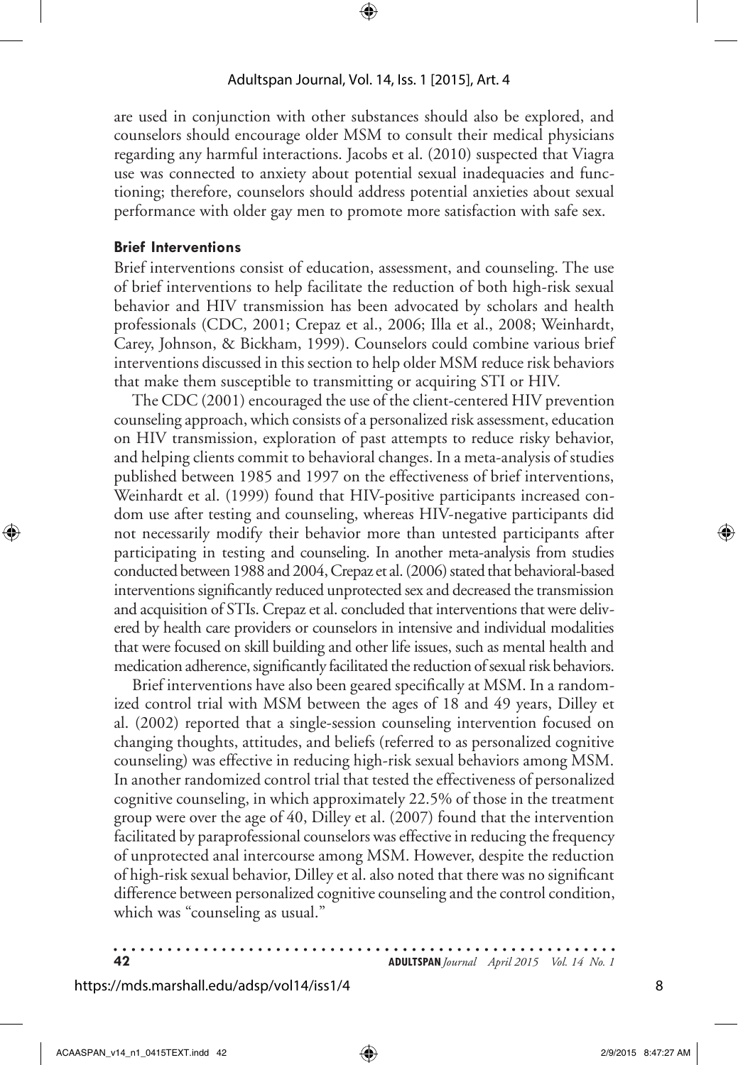are used in conjunction with other substances should also be explored, and counselors should encourage older MSM to consult their medical physicians regarding any harmful interactions. Jacobs et al. (2010) suspected that Viagra use was connected to anxiety about potential sexual inadequacies and functioning; therefore, counselors should address potential anxieties about sexual performance with older gay men to promote more satisfaction with safe sex.

### Brief Interventions

Brief interventions consist of education, assessment, and counseling. The use of brief interventions to help facilitate the reduction of both high-risk sexual behavior and HIV transmission has been advocated by scholars and health professionals (CDC, 2001; Crepaz et al., 2006; Illa et al., 2008; Weinhardt, Carey, Johnson, & Bickham, 1999). Counselors could combine various brief interventions discussed in this section to help older MSM reduce risk behaviors that make them susceptible to transmitting or acquiring STI or HIV.

The CDC (2001) encouraged the use of the client-centered HIV prevention counseling approach, which consists of a personalized risk assessment, education on HIV transmission, exploration of past attempts to reduce risky behavior, and helping clients commit to behavioral changes. In a meta-analysis of studies published between 1985 and 1997 on the effectiveness of brief interventions, Weinhardt et al. (1999) found that HIV-positive participants increased condom use after testing and counseling, whereas HIV-negative participants did not necessarily modify their behavior more than untested participants after participating in testing and counseling. In another meta-analysis from studies conducted between 1988 and 2004, Crepaz et al. (2006) stated that behavioral-based interventions significantly reduced unprotected sex and decreased the transmission and acquisition of STIs. Crepaz et al. concluded that interventions that were delivered by health care providers or counselors in intensive and individual modalities that were focused on skill building and other life issues, such as mental health and medication adherence, significantly facilitated the reduction of sexual risk behaviors.

Brief interventions have also been geared specifically at MSM. In a randomized control trial with MSM between the ages of 18 and 49 years, Dilley et al. (2002) reported that a single-session counseling intervention focused on changing thoughts, attitudes, and beliefs (referred to as personalized cognitive counseling) was effective in reducing high-risk sexual behaviors among MSM. In another randomized control trial that tested the effectiveness of personalized cognitive counseling, in which approximately 22.5% of those in the treatment group were over the age of 40, Dilley et al. (2007) found that the intervention facilitated by paraprofessional counselors was effective in reducing the frequency of unprotected anal intercourse among MSM. However, despite the reduction of high-risk sexual behavior, Dilley et al. also noted that there was no significant difference between personalized cognitive counseling and the control condition, which was "counseling as usual."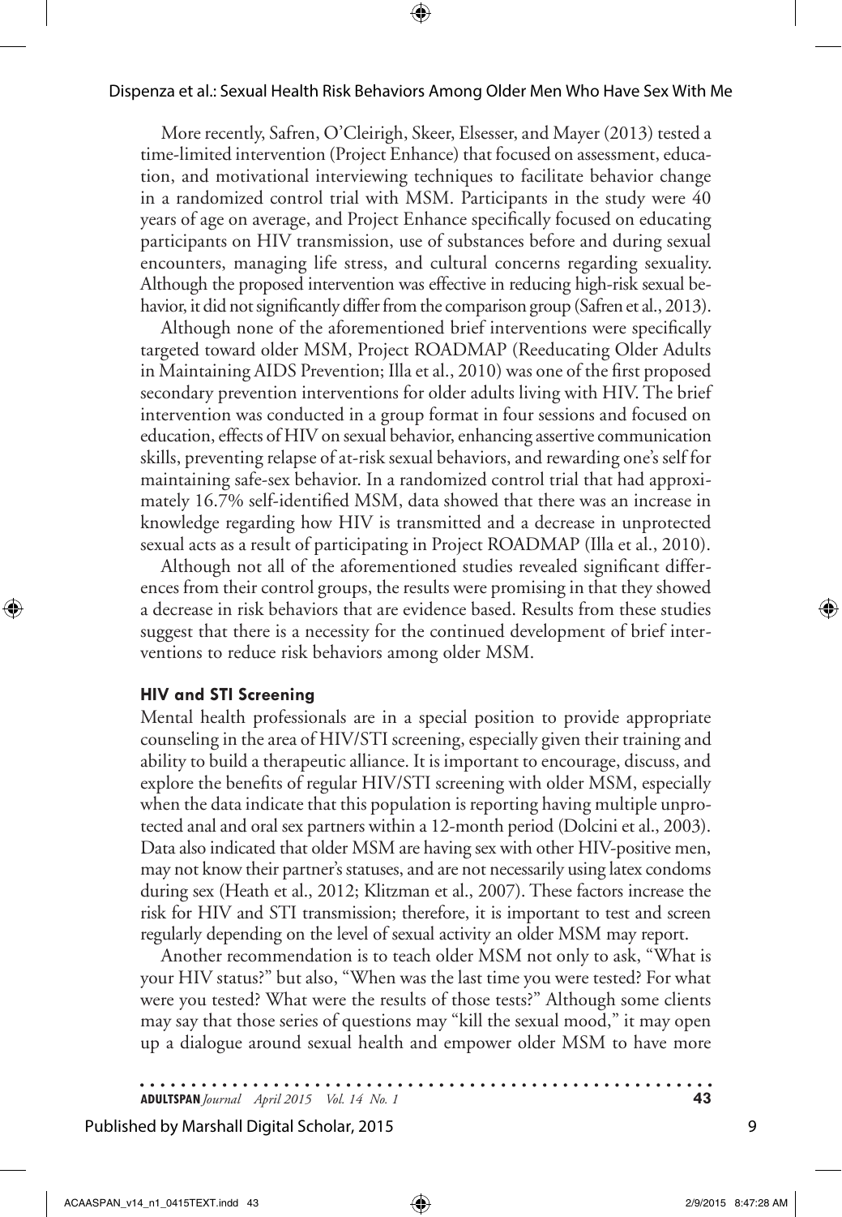More recently, Safren, O'Cleirigh, Skeer, Elsesser, and Mayer (2013) tested a time-limited intervention (Project Enhance) that focused on assessment, education, and motivational interviewing techniques to facilitate behavior change in a randomized control trial with MSM. Participants in the study were 40 years of age on average, and Project Enhance specifically focused on educating participants on HIV transmission, use of substances before and during sexual encounters, managing life stress, and cultural concerns regarding sexuality. Although the proposed intervention was effective in reducing high-risk sexual behavior, it did not significantly differ from the comparison group (Safren et al., 2013).

Although none of the aforementioned brief interventions were specifically targeted toward older MSM, Project ROADMAP (Reeducating Older Adults in Maintaining AIDS Prevention; Illa et al., 2010) was one of the first proposed secondary prevention interventions for older adults living with HIV. The brief intervention was conducted in a group format in four sessions and focused on education, effects of HIV on sexual behavior, enhancing assertive communication skills, preventing relapse of at-risk sexual behaviors, and rewarding one's self for maintaining safe-sex behavior. In a randomized control trial that had approximately 16.7% self-identified MSM, data showed that there was an increase in knowledge regarding how HIV is transmitted and a decrease in unprotected sexual acts as a result of participating in Project ROADMAP (Illa et al., 2010).

Although not all of the aforementioned studies revealed significant differences from their control groups, the results were promising in that they showed a decrease in risk behaviors that are evidence based. Results from these studies suggest that there is a necessity for the continued development of brief interventions to reduce risk behaviors among older MSM.

### HIV and STI Screening

Mental health professionals are in a special position to provide appropriate counseling in the area of HIV/STI screening, especially given their training and ability to build a therapeutic alliance. It is important to encourage, discuss, and explore the benefits of regular HIV/STI screening with older MSM, especially when the data indicate that this population is reporting having multiple unprotected anal and oral sex partners within a 12-month period (Dolcini et al., 2003). Data also indicated that older MSM are having sex with other HIV-positive men, may not know their partner's statuses, and are not necessarily using latex condoms during sex (Heath et al., 2012; Klitzman et al., 2007). These factors increase the risk for HIV and STI transmission; therefore, it is important to test and screen regularly depending on the level of sexual activity an older MSM may report.

Another recommendation is to teach older MSM not only to ask, "What is your HIV status?" but also, "When was the last time you were tested? For what were you tested? What were the results of those tests?" Although some clients may say that those series of questions may "kill the sexual mood," it may open up a dialogue around sexual health and empower older MSM to have more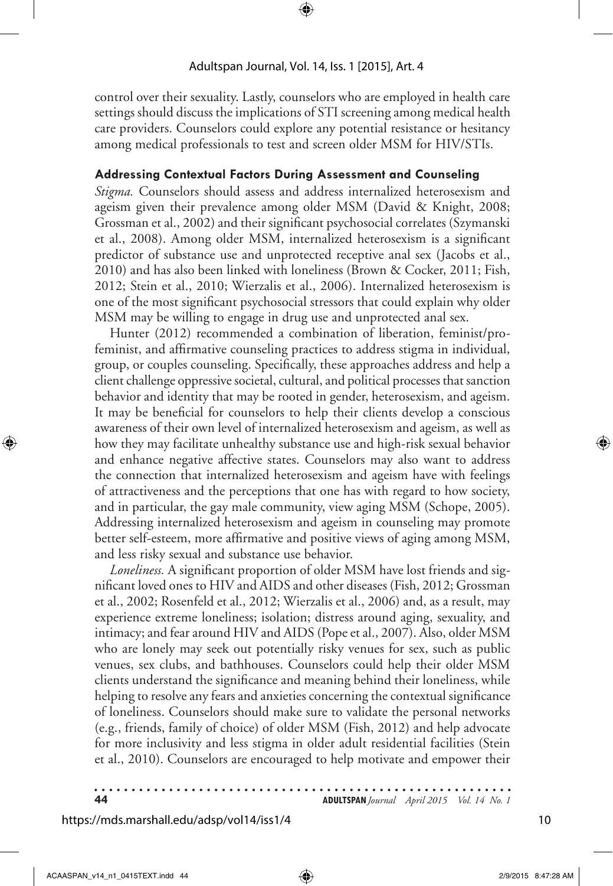control over their sexuality. Lastly, counselors who are employed in health care settings should discuss the implications of STI screening among medical health care providers. Counselors could explore any potential resistance or hesitancy among medical professionals to test and screen older MSM for HIV/STIs.

### Addressing Contextual Factors During Assessment and Counseling

*Stigma.* Counselors should assess and address internalized heterosexism and ageism given their prevalence among older MSM (David & Knight, 2008; Grossman et al., 2002) and their significant psychosocial correlates (Szymanski et al., 2008). Among older MSM, internalized heterosexism is a significant predictor of substance use and unprotected receptive anal sex (Jacobs et al., 2010) and has also been linked with loneliness (Brown & Cocker, 2011; Fish, 2012; Stein et al., 2010; Wierzalis et al., 2006). Internalized heterosexism is one of the most significant psychosocial stressors that could explain why older MSM may be willing to engage in drug use and unprotected anal sex.

Hunter (2012) recommended a combination of liberation, feminist/profeminist, and affirmative counseling practices to address stigma in individual, group, or couples counseling. Specifically, these approaches address and help a client challenge oppressive societal, cultural, and political processes that sanction behavior and identity that may be rooted in gender, heterosexism, and ageism. It may be beneficial for counselors to help their clients develop a conscious awareness of their own level of internalized heterosexism and ageism, as well as how they may facilitate unhealthy substance use and high-risk sexual behavior and enhance negative affective states. Counselors may also want to address the connection that internalized heterosexism and ageism have with feelings of attractiveness and the perceptions that one has with regard to how society, and in particular, the gay male community, view aging MSM (Schope, 2005). Addressing internalized heterosexism and ageism in counseling may promote better self-esteem, more affirmative and positive views of aging among MSM, and less risky sexual and substance use behavior.

*Loneliness.* A significant proportion of older MSM have lost friends and significant loved ones to HIV and AIDS and other diseases (Fish, 2012; Grossman et al., 2002; Rosenfeld et al., 2012; Wierzalis et al., 2006) and, as a result, may experience extreme loneliness; isolation; distress around aging, sexuality, and intimacy; and fear around HIV and AIDS (Pope et al., 2007). Also, older MSM who are lonely may seek out potentially risky venues for sex, such as public venues, sex clubs, and bathhouses. Counselors could help their older MSM clients understand the significance and meaning behind their loneliness, while helping to resolve any fears and anxieties concerning the contextual significance of loneliness. Counselors should make sure to validate the personal networks (e.g., friends, family of choice) of older MSM (Fish, 2012) and help advocate for more inclusivity and less stigma in older adult residential facilities (Stein et al., 2010). Counselors are encouraged to help motivate and empower their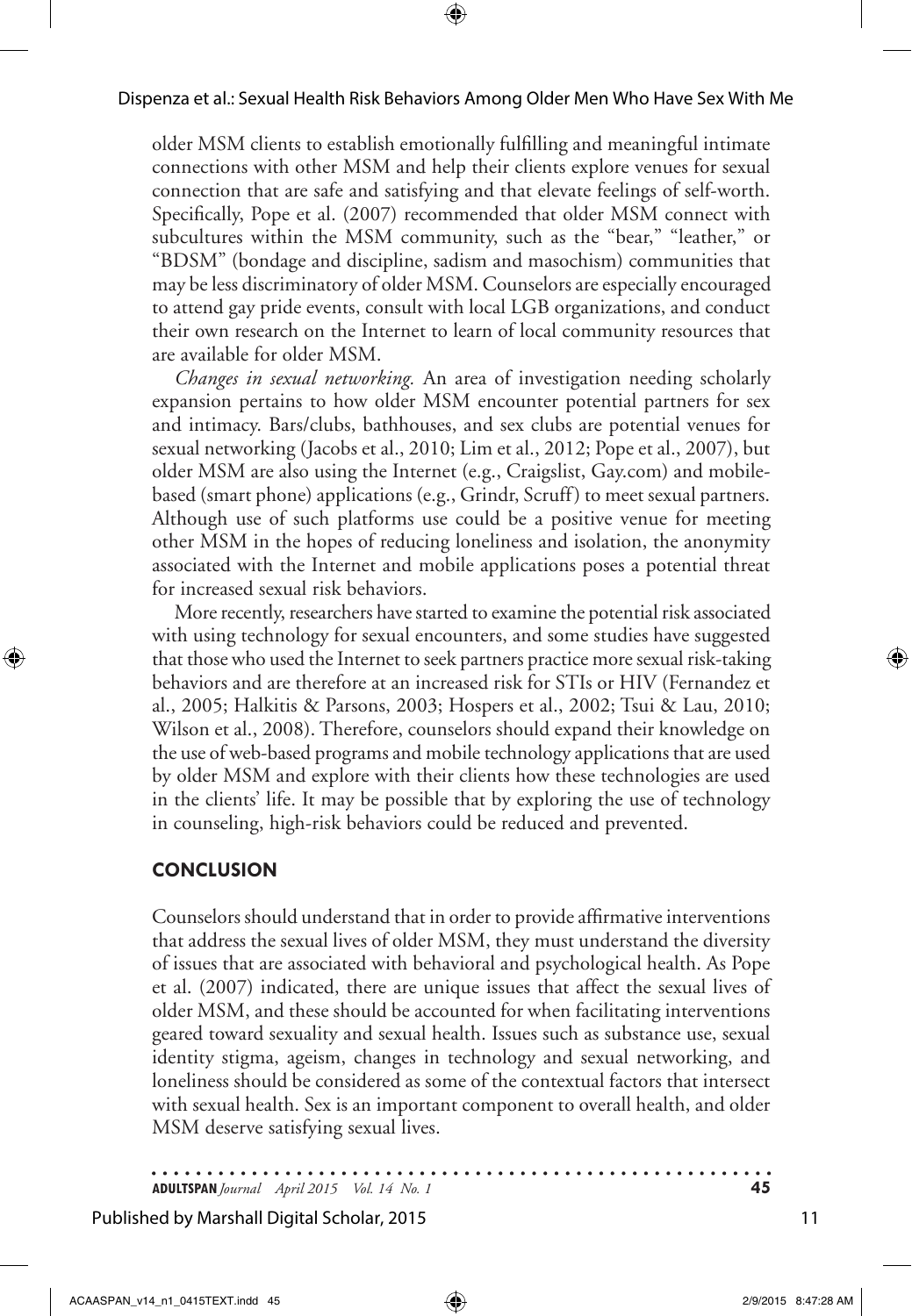older MSM clients to establish emotionally fulfilling and meaningful intimate connections with other MSM and help their clients explore venues for sexual connection that are safe and satisfying and that elevate feelings of self-worth. Specifically, Pope et al. (2007) recommended that older MSM connect with subcultures within the MSM community, such as the "bear," "leather," or "BDSM" (bondage and discipline, sadism and masochism) communities that may be less discriminatory of older MSM. Counselors are especially encouraged to attend gay pride events, consult with local LGB organizations, and conduct their own research on the Internet to learn of local community resources that are available for older MSM.

*Changes in sexual networking.* An area of investigation needing scholarly expansion pertains to how older MSM encounter potential partners for sex and intimacy. Bars/clubs, bathhouses, and sex clubs are potential venues for sexual networking (Jacobs et al., 2010; Lim et al., 2012; Pope et al., 2007), but older MSM are also using the Internet (e.g., Craigslist, Gay.com) and mobile-based (smart phone) applications (e.g., Grindr, Scruff) to meet sexual partners. Although use of such platforms use could be a positive venue for meeting other MSM in the hopes of reducing loneliness and isolation, the anonymity associated with the Internet and mobile applications poses a potential threat for increased sexual risk behaviors.

More recently, researchers have started to examine the potential risk associated with using technology for sexual encounters, and some studies have suggested that those who used the Internet to seek partners practice more sexual risk-taking behaviors and are therefore at an increased risk for STIs or HIV (Fernandez et al., 2005; Halkitis & Parsons, 2003; Hospers et al., 2002; Tsui & Lau, 2010; Wilson et al., 2008). Therefore, counselors should expand their knowledge on the use of web-based programs and mobile technology applications that are used by older MSM and explore with their clients how these technologies are used in the clients' life. It may be possible that by exploring the use of technology in counseling, high-risk behaviors could be reduced and prevented.

## CONCLUSION

Counselors should understand that in order to provide affirmative interventions that address the sexual lives of older MSM, they must understand the diversity of issues that are associated with behavioral and psychological health. As Pope et al. (2007) indicated, there are unique issues that affect the sexual lives of older MSM, and these should be accounted for when facilitating interventions geared toward sexuality and sexual health. Issues such as substance use, sexual identity stigma, ageism, changes in technology and sexual networking, and loneliness should be considered as some of the contextual factors that intersect with sexual health. Sex is an important component to overall health, and older MSM deserve satisfying sexual lives.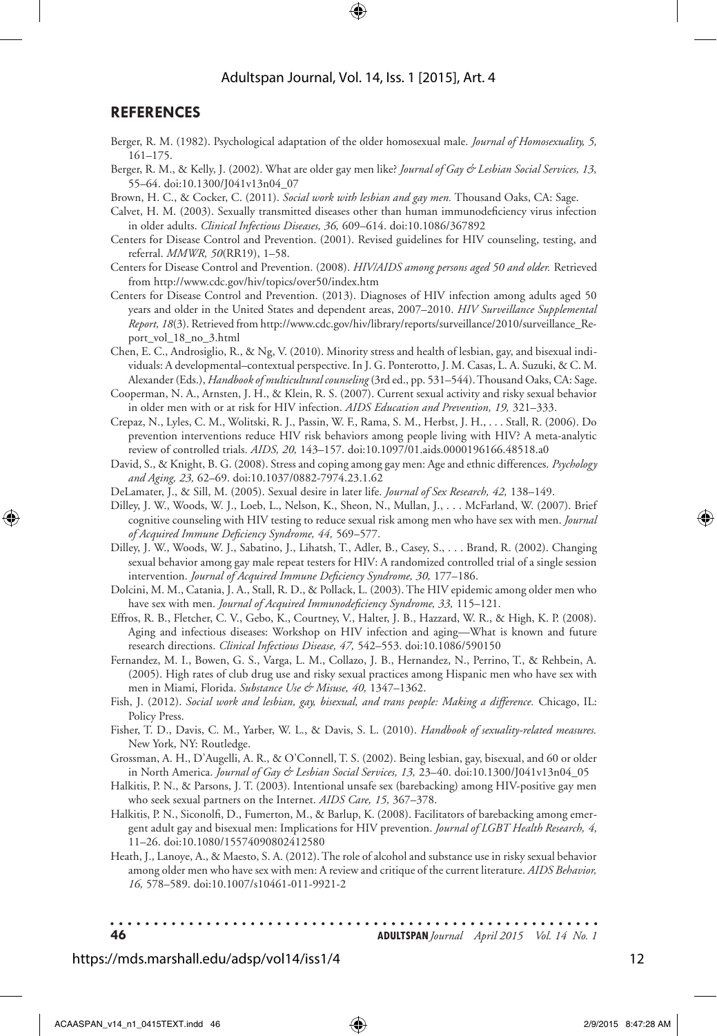## REFERENCES

Berger, R. M. (1982). Psychological adaptation of the older homosexual male. *Journal of Homosexuality, 5,* 161–175.

Berger, R. M., & Kelly, J. (2002). What are older gay men like? *Journal of Gay & Lesbian Social Services, 13,* 55–64. doi:10.1300/J041v13n04_07

Brown, H. C., & Cocker, C. (2011). *Social work with lesbian and gay men.* Thousand Oaks, CA: Sage.

Calvet, H. M. (2003). Sexually transmitted diseases other than human immunodeficiency virus infection in older adults. *Clinical Infectious Diseases, 36,* 609–614. doi:10.1086/367892

Centers for Disease Control and Prevention. (2001). Revised guidelines for HIV counseling, testing, and referral. *MMWR, 50*(RR19), 1–58.

Centers for Disease Control and Prevention. (2008). *HIV/AIDS among persons aged 50 and older.* Retrieved from http://www.cdc.gov/hiv/topics/over50/index.htm

Centers for Disease Control and Prevention. (2013). Diagnoses of HIV infection among adults aged 50 years and older in the United States and dependent areas, 2007–2010. *HIV Surveillance Supplemental Report, 18*(3). Retrieved from http://www.cdc.gov/hiv/library/reports/surveillance/2010/surveillance_Report_vol_18_no_3.html

Chen, E. C., Androsiglio, R., & Ng, V. (2010). Minority stress and health of lesbian, gay, and bisexual individuals: A developmental–contextual perspective. In J. G. Ponterotto, J. M. Casas, L. A. Suzuki, & C. M. Alexander (Eds.), *Handbook of multicultural counseling* (3rd ed., pp. 531–544). Thousand Oaks, CA: Sage.

Cooperman, N. A., Arnsten, J. H., & Klein, R. S. (2007). Current sexual activity and risky sexual behavior in older men with or at risk for HIV infection. *AIDS Education and Prevention, 19,* 321–333.

Crepaz, N., Lyles, C. M., Wolitski, R. J., Passin, W. F., Rama, S. M., Herbst, J. H., . . . Stall, R. (2006). Do prevention interventions reduce HIV risk behaviors among people living with HIV? A meta-analytic review of controlled trials. *AIDS, 20,* 143–157. doi:10.1097/01.aids.0000196166.48518.a0

David, S., & Knight, B. G. (2008). Stress and coping among gay men: Age and ethnic differences. *Psychology and Aging, 23,* 62–69. doi:10.1037/0882-7974.23.1.62

DeLamater, J., & Sill, M. (2005). Sexual desire in later life. *Journal of Sex Research, 42,* 138–149.

Dilley, J. W., Woods, W. J., Loeb, L., Nelson, K., Sheon, N., Mullan, J., . . . McFarland, W. (2007). Brief cognitive counseling with HIV testing to reduce sexual risk among men who have sex with men. *Journal of Acquired Immune Deficiency Syndrome, 44,* 569–577.

Dilley, J. W., Woods, W. J., Sabatino, J., Lihatsh, T., Adler, B., Casey, S., . . . Brand, R. (2002). Changing sexual behavior among gay male repeat testers for HIV: A randomized controlled trial of a single session intervention. *Journal of Acquired Immune Deficiency Syndrome, 30,* 177–186.

Dolcini, M. M., Catania, J. A., Stall, R. D., & Pollack, L. (2003). The HIV epidemic among older men who have sex with men. *Journal of Acquired Immunodeficiency Syndrome, 33,* 115–121.

Effros, R. B., Fletcher, C. V., Gebo, K., Courtney, V., Halter, J. B., Hazzard, W. R., & High, K. P. (2008). Aging and infectious diseases: Workshop on HIV infection and aging—What is known and future research directions. *Clinical Infectious Disease, 47,* 542–553. doi:10.1086/590150

Fernandez, M. I., Bowen, G. S., Varga, L. M., Collazo, J. B., Hernandez, N., Perrino, T., & Rehbein, A. (2005). High rates of club drug use and risky sexual practices among Hispanic men who have sex with men in Miami, Florida. *Substance Use & Misuse, 40,* 1347–1362.

Fish, J. (2012). *Social work and lesbian, gay, bisexual, and trans people: Making a difference.* Chicago, IL: Policy Press.

Fisher, T. D., Davis, C. M., Yarber, W. L., & Davis, S. L. (2010). *Handbook of sexuality-related measures.* New York, NY: Routledge.

Grossman, A. H., D'Augelli, A. R., & O'Connell, T. S. (2002). Being lesbian, gay, bisexual, and 60 or older in North America. *Journal of Gay & Lesbian Social Services, 13,* 23–40. doi:10.1300/J041v13n04_05

Halkitis, P. N., & Parsons, J. T. (2003). Intentional unsafe sex (barebacking) among HIV-positive gay men who seek sexual partners on the Internet. *AIDS Care, 15,* 367–378.

Halkitis, P. N., Siconolfi, D., Fumerton, M., & Barlup, K. (2008). Facilitators of barebacking among emergent adult gay and bisexual men: Implications for HIV prevention. *Journal of LGBT Health Research, 4,* 11–26. doi:10.1080/15574090802412580

Heath, J., Lanoye, A., & Maesto, S. A. (2012). The role of alcohol and substance use in risky sexual behavior among older men who have sex with men: A review and critique of the current literature. *AIDS Behavior, 16,* 578–589. doi:10.1007/s10461-011-9921-2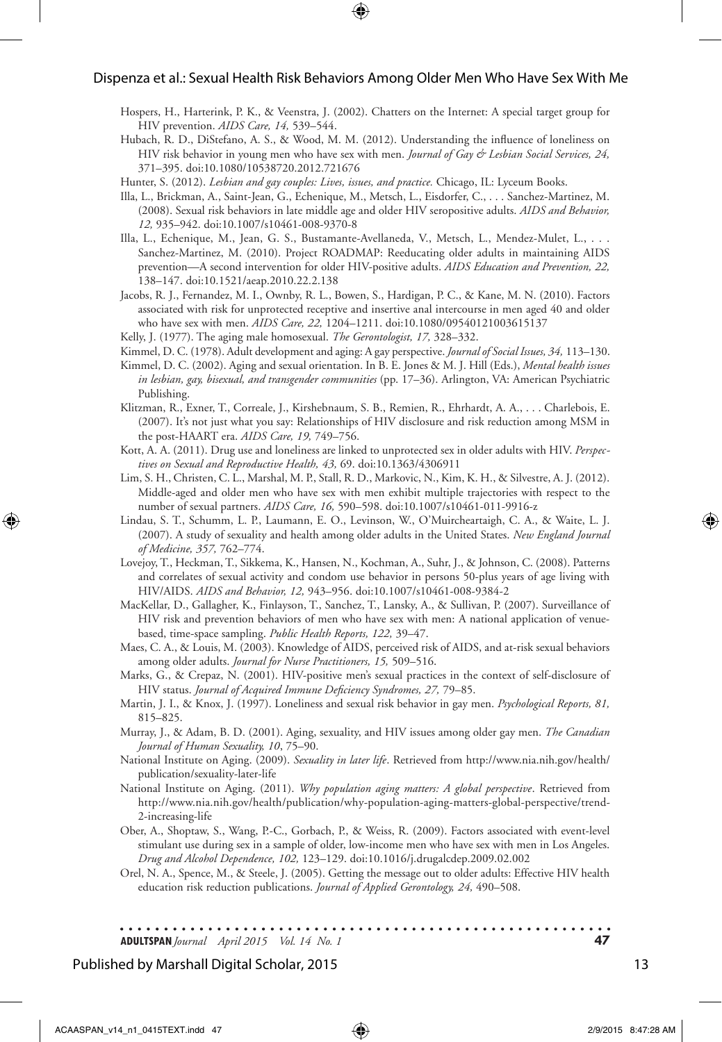Hospers, H., Harterink, P. K., & Veenstra, J. (2002). Chatters on the Internet: A special target group for HIV prevention. *AIDS Care, 14,* 539–544.

Hubach, R. D., DiStefano, A. S., & Wood, M. M. (2012). Understanding the influence of loneliness on HIV risk behavior in young men who have sex with men. *Journal of Gay & Lesbian Social Services, 24,* 371–395. doi:10.1080/10538720.2012.721676

Hunter, S. (2012). *Lesbian and gay couples: Lives, issues, and practice.* Chicago, IL: Lyceum Books.

Illa, L., Brickman, A., Saint-Jean, G., Echenique, M., Metsch, L., Eisdorfer, C., . . . Sanchez-Martinez, M. (2008). Sexual risk behaviors in late middle age and older HIV seropositive adults. *AIDS and Behavior, 12,* 935–942. doi:10.1007/s10461-008-9370-8

Illa, L., Echenique, M., Jean, G. S., Bustamante-Avellaneda, V., Metsch, L., Mendez-Mulet, L., . . . Sanchez-Martinez, M. (2010). Project ROADMAP: Reeducating older adults in maintaining AIDS prevention—A second intervention for older HIV-positive adults. *AIDS Education and Prevention, 22,* 138–147. doi:10.1521/aeap.2010.22.2.138

Jacobs, R. J., Fernandez, M. I., Ownby, R. L., Bowen, S., Hardigan, P. C., & Kane, M. N. (2010). Factors associated with risk for unprotected receptive and insertive anal intercourse in men aged 40 and older who have sex with men. *AIDS Care, 22,* 1204–1211. doi:10.1080/09540121003615137

Kelly, J. (1977). The aging male homosexual. *The Gerontologist, 17,* 328–332.

Kimmel, D. C. (1978). Adult development and aging: A gay perspective. *Journal of Social Issues, 34,* 113–130.

Kimmel, D. C. (2002). Aging and sexual orientation. In B. E. Jones & M. J. Hill (Eds.), *Mental health issues in lesbian, gay, bisexual, and transgender communities* (pp. 17–36). Arlington, VA: American Psychiatric Publishing.

Klitzman, R., Exner, T., Correale, J., Kirshebnaum, S. B., Remien, R., Ehrhardt, A. A., . . . Charlebois, E. (2007). It's not just what you say: Relationships of HIV disclosure and risk reduction among MSM in the post-HAART era. *AIDS Care, 19,* 749–756.

Kott, A. A. (2011). Drug use and loneliness are linked to unprotected sex in older adults with HIV. *Perspectives on Sexual and Reproductive Health, 43,* 69. doi:10.1363/4306911

Lim, S. H., Christen, C. L., Marshal, M. P., Stall, R. D., Markovic, N., Kim, K. H., & Silvestre, A. J. (2012). Middle-aged and older men who have sex with men exhibit multiple trajectories with respect to the number of sexual partners. *AIDS Care, 16,* 590–598. doi:10.1007/s10461-011-9916-z

Lindau, S. T., Schumm, L. P., Laumann, E. O., Levinson, W., O'Muircheartaigh, C. A., & Waite, L. J. (2007). A study of sexuality and health among older adults in the United States. *New England Journal of Medicine, 357,* 762–774.

Lovejoy, T., Heckman, T., Sikkema, K., Hansen, N., Kochman, A., Suhr, J., & Johnson, C. (2008). Patterns and correlates of sexual activity and condom use behavior in persons 50-plus years of age living with HIV/AIDS. *AIDS and Behavior, 12,* 943–956. doi:10.1007/s10461-008-9384-2

MacKellar, D., Gallagher, K., Finlayson, T., Sanchez, T., Lansky, A., & Sullivan, P. (2007). Surveillance of HIV risk and prevention behaviors of men who have sex with men: A national application of venue-based, time-space sampling. *Public Health Reports, 122,* 39–47.

Maes, C. A., & Louis, M. (2003). Knowledge of AIDS, perceived risk of AIDS, and at-risk sexual behaviors among older adults. *Journal for Nurse Practitioners, 15,* 509–516.

Marks, G., & Crepaz, N. (2001). HIV-positive men's sexual practices in the context of self-disclosure of HIV status. *Journal of Acquired Immune Deficiency Syndromes, 27,* 79–85.

Martin, J. I., & Knox, J. (1997). Loneliness and sexual risk behavior in gay men. *Psychological Reports, 81,* 815–825.

Murray, J., & Adam, B. D. (2001). Aging, sexuality, and HIV issues among older gay men. *The Canadian Journal of Human Sexuality, 10*, 75–90.

National Institute on Aging. (2009). *Sexuality in later life*. Retrieved from http://www.nia.nih.gov/health/publication/sexuality-later-life

National Institute on Aging. (2011). *Why population aging matters: A global perspective*. Retrieved from http://www.nia.nih.gov/health/publication/why-population-aging-matters-global-perspective/trend-2-increasing-life

Ober, A., Shoptaw, S., Wang, P.-C., Gorbach, P., & Weiss, R. (2009). Factors associated with event-level stimulant use during sex in a sample of older, low-income men who have sex with men in Los Angeles. *Drug and Alcohol Dependence, 102,* 123–129. doi:10.1016/j.drugalcdep.2009.02.002

Orel, N. A., Spence, M., & Steele, J. (2005). Getting the message out to older adults: Effective HIV health education risk reduction publications. *Journal of Applied Gerontology, 24,* 490–508.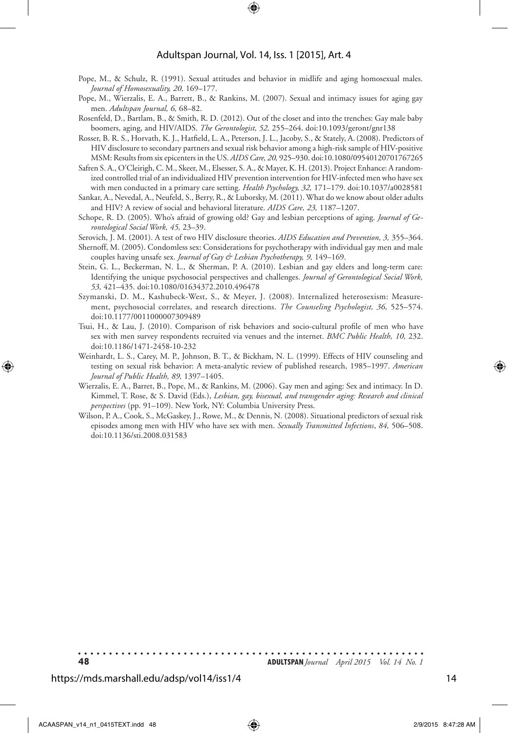Pope, M., & Schulz, R. (1991). Sexual attitudes and behavior in midlife and aging homosexual males. *Journal of Homosexuality, 20,* 169–177.

Pope, M., Wierzalis, E. A., Barrett, B., & Rankins, M. (2007). Sexual and intimacy issues for aging gay men. *Adultspan Journal, 6,* 68–82.

Rosenfeld, D., Bartlam, B., & Smith, R. D. (2012). Out of the closet and into the trenches: Gay male baby boomers, aging, and HIV/AIDS. *The Gerontologist, 52,* 255–264. doi:10.1093/geront/gnr138

Rosser, B. R. S., Horvath, K. J., Hatfield, L. A., Peterson, J. L., Jacoby, S., & Stately, A. (2008). Predictors of HIV disclosure to secondary partners and sexual risk behavior among a high-risk sample of HIV-positive MSM: Results from six epicenters in the US. *AIDS Care, 20,* 925–930. doi:10.1080/09540120701767265

Safren S. A., O'Cleirigh, C. M., Skeer, M., Elsesser, S. A., & Mayer, K. H. (2013). Project Enhance: A randomized controlled trial of an individualized HIV prevention intervention for HIV-infected men who have sex with men conducted in a primary care setting. *Health Psychology, 32,* 171–179. doi:10.1037/a0028581

Sankar, A., Nevedal, A., Neufeld, S., Berry, R., & Luborsky, M. (2011). What do we know about older adults and HIV? A review of social and behavioral literature. *AIDS Care, 23,* 1187–1207.

Schope, R. D. (2005). Who's afraid of growing old? Gay and lesbian perceptions of aging. *Journal of Gerontological Social Work, 45,* 23–39.

Serovich, J. M. (2001). A test of two HIV disclosure theories. *AIDS Education and Prevention, 3,* 355–364.

Shernoff, M. (2005). Condomless sex: Considerations for psychotherapy with individual gay men and male couples having unsafe sex. *Journal of Gay & Lesbian Psychotherapy, 9,* 149–169.

Stein, G. L., Beckerman, N. L., & Sherman, P. A. (2010). Lesbian and gay elders and long-term care: Identifying the unique psychosocial perspectives and challenges. *Journal of Gerontological Social Work, 53,* 421–435. doi:10.1080/01634372.2010.496478

Szymanski, D. M., Kashubeck-West, S., & Meyer, J. (2008). Internalized heterosexism: Measurement, psychosocial correlates, and research directions. *The Counseling Psychologist, 36,* 525–574. doi:10.1177/0011000007309489

Tsui, H., & Lau, J. (2010). Comparison of risk behaviors and socio-cultural profile of men who have sex with men survey respondents recruited via venues and the internet. *BMC Public Health, 10,* 232. doi:10.1186/1471-2458-10-232

Weinhardt, L. S., Carey, M. P., Johnson, B. T., & Bickham, N. L. (1999). Effects of HIV counseling and testing on sexual risk behavior: A meta-analytic review of published research, 1985–1997. *American Journal of Public Health, 89,* 1397–1405.

Wierzalis, E. A., Barret, B., Pope, M., & Rankins, M. (2006). Gay men and aging: Sex and intimacy. In D. Kimmel, T. Rose, & S. David (Eds.), *Lesbian, gay, bisexual, and transgender aging: Research and clinical perspectives* (pp. 91–109). New York, NY: Columbia University Press.

Wilson, P. A., Cook, S., McGaskey, J., Rowe, M., & Dennis, N. (2008). Situational predictors of sexual risk episodes among men with HIV who have sex with men. *Sexually Transmitted Infections*, *84,* 506–508. doi:10.1136/sti.2008.031583